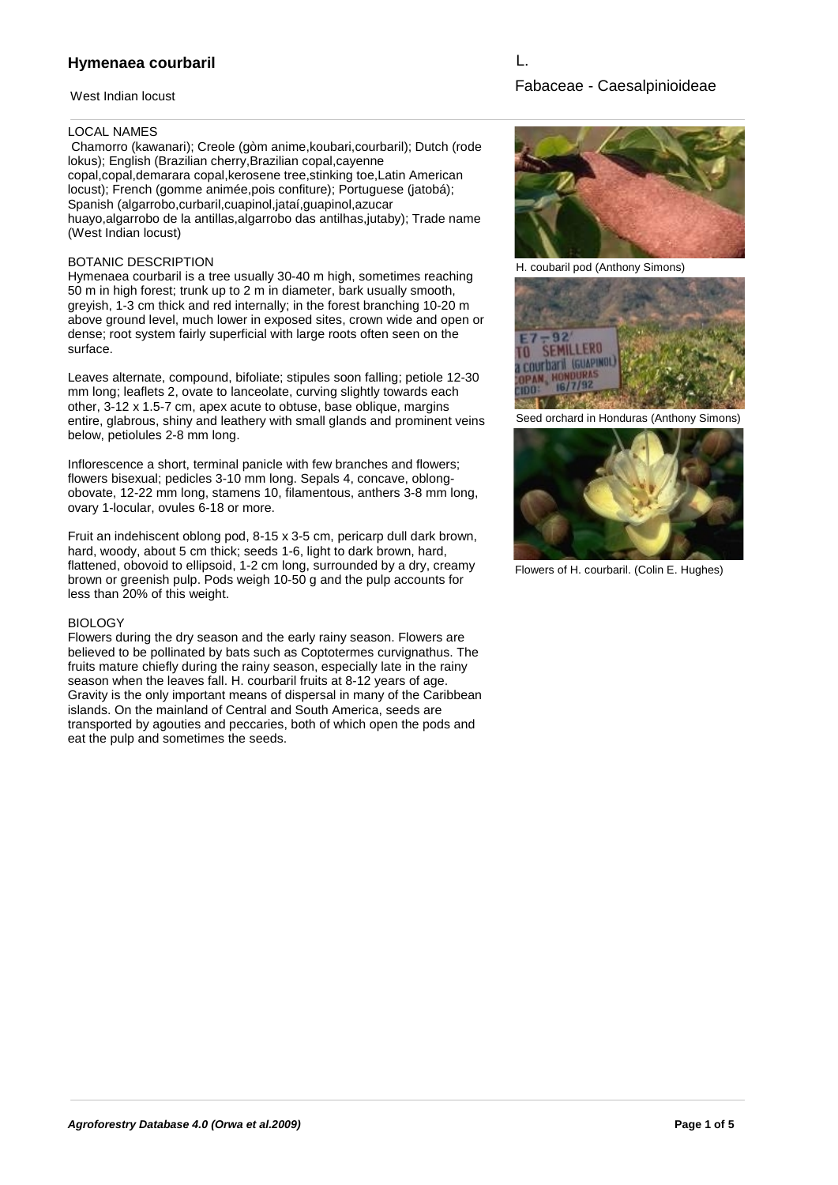# Hymenaea courbaril L.

West Indian locust

Fabaceae - Caesalpinioideae

## LOCAL NAMES

Chamorro (kawanari); Creole (gòm anime,koubari,courbaril); Dutch (rode lokus); English (Brazilian cherry,Brazilian copal,cayenne copal,copal,demarara copal,kerosene tree,stinking toe,Latin American locust); French (gomme animée,pois confiture); Portuguese (jatobá); Spanish (algarrobo,curbaril,cuapinol,jataí,guapinol,azucar huayo,algarrobo de la antillas,algarrobo das antilhas,jutaby); Trade name (West Indian locust)

## BOTANIC DESCRIPTION

Hymenaea courbaril is a tree usually 30-40 m high, sometimes reaching 50 m in high forest; trunk up to 2 m in diameter, bark usually smooth, greyish, 1-3 cm thick and red internally; in the forest branching 10-20 m above ground level, much lower in exposed sites, crown wide and open or dense; root system fairly superficial with large roots often seen on the surface.

Leaves alternate, compound, bifoliate; stipules soon falling; petiole 12-30 mm long; leaflets 2, ovate to lanceolate, curving slightly towards each other, 3-12 x 1.5-7 cm, apex acute to obtuse, base oblique, margins entire, glabrous, shiny and leathery with small glands and prominent veins below, petiolules 2-8 mm long.

Inflorescence a short, terminal panicle with few branches and flowers; flowers bisexual; pedicles 3-10 mm long. Sepals 4, concave, oblong-obovate, 12-22 mm long, stamens 10, filamentous, anthers 3-8 mm long, ovary 1-locular, ovules 6-18 or more.

Fruit an indehiscent oblong pod, 8-15 x 3-5 cm, pericarp dull dark brown, hard, woody, about 5 cm thick; seeds 1-6, light to dark brown, hard, flattened, obovoid to ellipsoid, 1-2 cm long, surrounded by a dry, creamy brown or greenish pulp. Pods weigh 10-50 g and the pulp accounts for less than 20% of this weight.

## BIOLOGY

Flowers during the dry season and the early rainy season. Flowers are believed to be pollinated by bats such as Coptotermes curvignathus. The fruits mature chiefly during the rainy season, especially late in the rainy season when the leaves fall. H. courbaril fruits at 8-12 years of age. Gravity is the only important means of dispersal in many of the Caribbean islands. On the mainland of Central and South America, seeds are transported by agouties and peccaries, both of which open the pods and eat the pulp and sometimes the seeds.

H. coubaril pod (Anthony Simons)

Seed orchard in Honduras (Anthony Simons)

Flowers of H. courbaril. (Colin E. Hughes)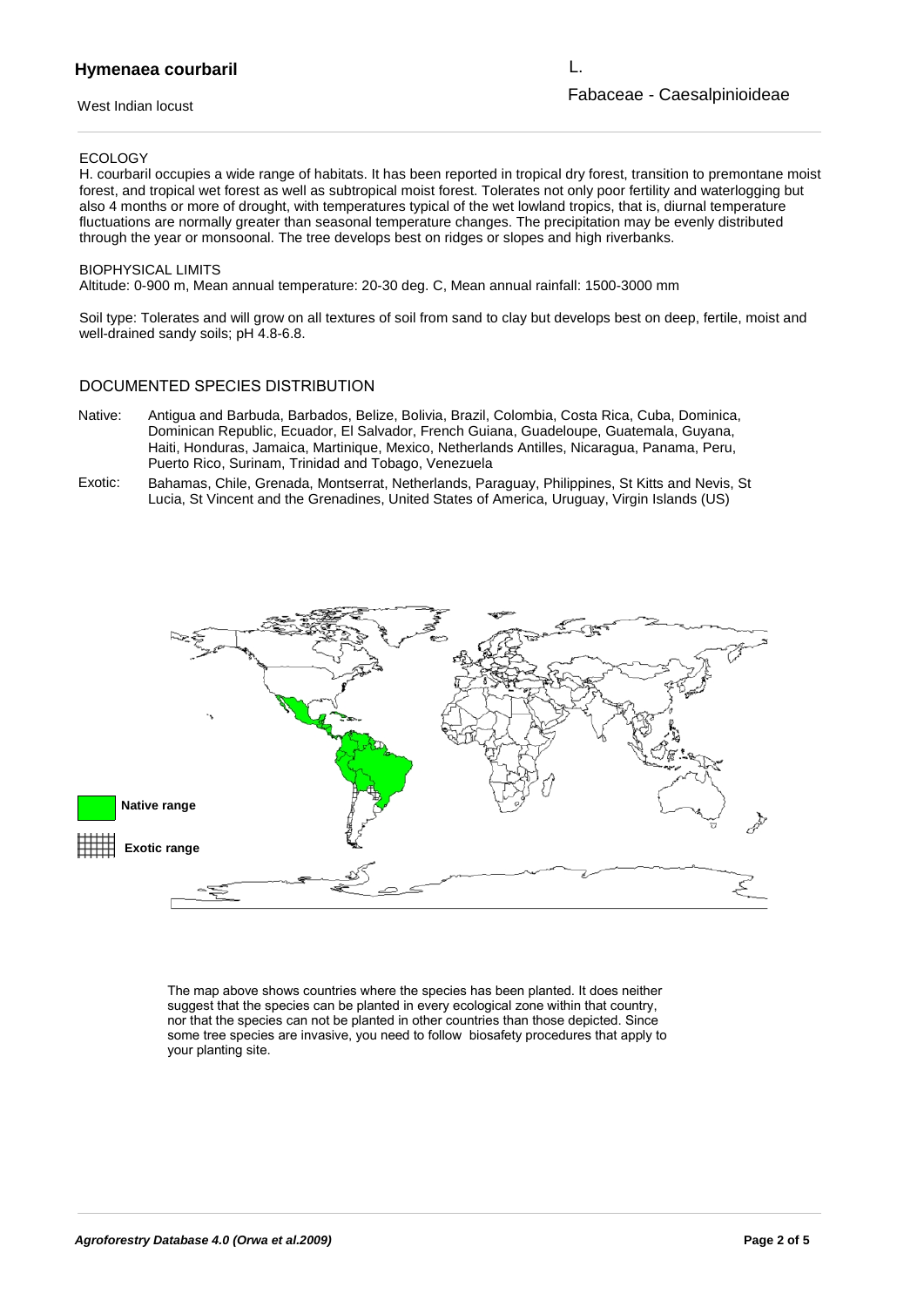**Hymenaea courbaril** L.

West Indian locust

Fabaceae - Caesalpinioideae

### ECOLOGY

H. courbaril occupies a wide range of habitats. It has been reported in tropical dry forest, transition to premontane moist forest, and tropical wet forest as well as subtropical moist forest. Tolerates not only poor fertility and waterlogging but also 4 months or more of drought, with temperatures typical of the wet lowland tropics, that is, diurnal temperature fluctuations are normally greater than seasonal temperature changes. The precipitation may be evenly distributed through the year or monsoonal. The tree develops best on ridges or slopes and high riverbanks.

### BIOPHYSICAL LIMITS

Altitude: 0-900 m, Mean annual temperature: 20-30 deg. C, Mean annual rainfall: 1500-3000 mm

Soil type: Tolerates and will grow on all textures of soil from sand to clay but develops best on deep, fertile, moist and well-drained sandy soils; pH 4.8-6.8.

### DOCUMENTED SPECIES DISTRIBUTION

Native: Antigua and Barbuda, Barbados, Belize, Bolivia, Brazil, Colombia, Costa Rica, Cuba, Dominica, Dominican Republic, Ecuador, El Salvador, French Guiana, Guadeloupe, Guatemala, Guyana, Haiti, Honduras, Jamaica, Martinique, Mexico, Netherlands Antilles, Nicaragua, Panama, Peru, Puerto Rico, Surinam, Trinidad and Tobago, Venezuela

Exotic: Bahamas, Chile, Grenada, Montserrat, Netherlands, Paraguay, Philippines, St Kitts and Nevis, St Lucia, St Vincent and the Grenadines, United States of America, Uruguay, Virgin Islands (US)

Native range

Exotic range

The map above shows countries where the species has been planted. It does neither suggest that the species can be planted in every ecological zone within that country, nor that the species can not be planted in other countries than those depicted. Since some tree species are invasive, you need to follow biosafety procedures that apply to your planting site.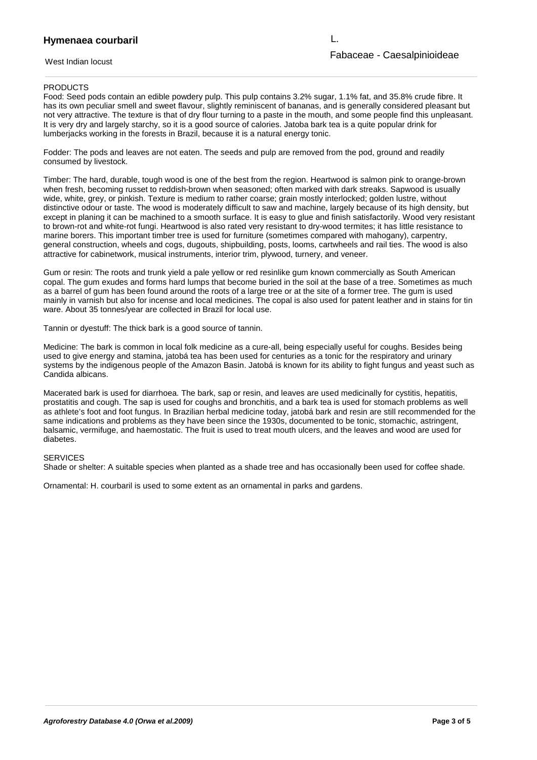## PRODUCTS

Food: Seed pods contain an edible powdery pulp. This pulp contains 3.2% sugar, 1.1% fat, and 35.8% crude fibre. It has its own peculiar smell and sweet flavour, slightly reminiscent of bananas, and is generally considered pleasant but not very attractive. The texture is that of dry flour turning to a paste in the mouth, and some people find this unpleasant. It is very dry and largely starchy, so it is a good source of calories. Jatoba bark tea is a quite popular drink for lumberjacks working in the forests in Brazil, because it is a natural energy tonic.

Fodder: The pods and leaves are not eaten. The seeds and pulp are removed from the pod, ground and readily consumed by livestock.

Timber: The hard, durable, tough wood is one of the best from the region. Heartwood is salmon pink to orange-brown when fresh, becoming russet to reddish-brown when seasoned; often marked with dark streaks. Sapwood is usually wide, white, grey, or pinkish. Texture is medium to rather coarse; grain mostly interlocked; golden lustre, without distinctive odour or taste. The wood is moderately difficult to saw and machine, largely because of its high density, but except in planing it can be machined to a smooth surface. It is easy to glue and finish satisfactorily. Wood very resistant to brown-rot and white-rot fungi. Heartwood is also rated very resistant to dry-wood termites; it has little resistance to marine borers. This important timber tree is used for furniture (sometimes compared with mahogany), carpentry, general construction, wheels and cogs, dugouts, shipbuilding, posts, looms, cartwheels and rail ties. The wood is also attractive for cabinetwork, musical instruments, interior trim, plywood, turnery, and veneer.

Gum or resin: The roots and trunk yield a pale yellow or red resinlike gum known commercially as South American copal. The gum exudes and forms hard lumps that become buried in the soil at the base of a tree. Sometimes as much as a barrel of gum has been found around the roots of a large tree or at the site of a former tree. The gum is used mainly in varnish but also for incense and local medicines. The copal is also used for patent leather and in stains for tin ware. About 35 tonnes/year are collected in Brazil for local use.

Tannin or dyestuff: The thick bark is a good source of tannin.

Medicine: The bark is common in local folk medicine as a cure-all, being especially useful for coughs. Besides being used to give energy and stamina, jatobá tea has been used for centuries as a tonic for the respiratory and urinary systems by the indigenous people of the Amazon Basin. Jatobá is known for its ability to fight fungus and yeast such as Candida albicans.

Macerated bark is used for diarrhoea. The bark, sap or resin, and leaves are used medicinally for cystitis, hepatitis, prostatitis and cough. The sap is used for coughs and bronchitis, and a bark tea is used for stomach problems as well as athlete's foot and foot fungus. In Brazilian herbal medicine today, jatobá bark and resin are still recommended for the same indications and problems as they have been since the 1930s, documented to be tonic, stomachic, astringent, balsamic, vermifuge, and haemostatic. The fruit is used to treat mouth ulcers, and the leaves and wood are used for diabetes.

## SERVICES

Shade or shelter: A suitable species when planted as a shade tree and has occasionally been used for coffee shade.

Ornamental: H. courbaril is used to some extent as an ornamental in parks and gardens.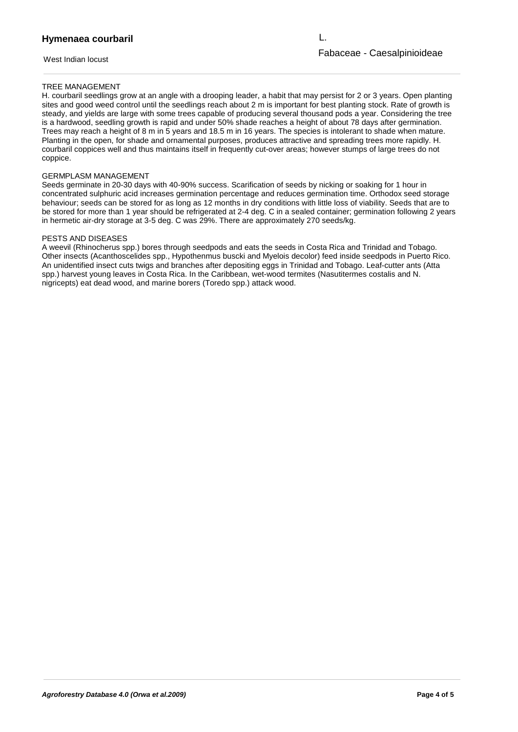## TREE MANAGEMENT

H. courbaril seedlings grow at an angle with a drooping leader, a habit that may persist for 2 or 3 years. Open planting sites and good weed control until the seedlings reach about 2 m is important for best planting stock. Rate of growth is steady, and yields are large with some trees capable of producing several thousand pods a year. Considering the tree is a hardwood, seedling growth is rapid and under 50% shade reaches a height of about 78 days after germination. Trees may reach a height of 8 m in 5 years and 18.5 m in 16 years. The species is intolerant to shade when mature. Planting in the open, for shade and ornamental purposes, produces attractive and spreading trees more rapidly. H. courbaril coppices well and thus maintains itself in frequently cut-over areas; however stumps of large trees do not coppice.

## GERMPLASM MANAGEMENT

Seeds germinate in 20-30 days with 40-90% success. Scarification of seeds by nicking or soaking for 1 hour in concentrated sulphuric acid increases germination percentage and reduces germination time. Orthodox seed storage behaviour; seeds can be stored for as long as 12 months in dry conditions with little loss of viability. Seeds that are to be stored for more than 1 year should be refrigerated at 2-4 deg. C in a sealed container; germination following 2 years in hermetic air-dry storage at 3-5 deg. C was 29%. There are approximately 270 seeds/kg.

## PESTS AND DISEASES

A weevil (Rhinocherus spp.) bores through seedpods and eats the seeds in Costa Rica and Trinidad and Tobago. Other insects (Acanthoscelides spp., Hypothenmus buscki and Myelois decolor) feed inside seedpods in Puerto Rico. An unidentified insect cuts twigs and branches after depositing eggs in Trinidad and Tobago. Leaf-cutter ants (Atta spp.) harvest young leaves in Costa Rica. In the Caribbean, wet-wood termites (Nasutitermes costalis and N. nigricepts) eat dead wood, and marine borers (Toredo spp.) attack wood.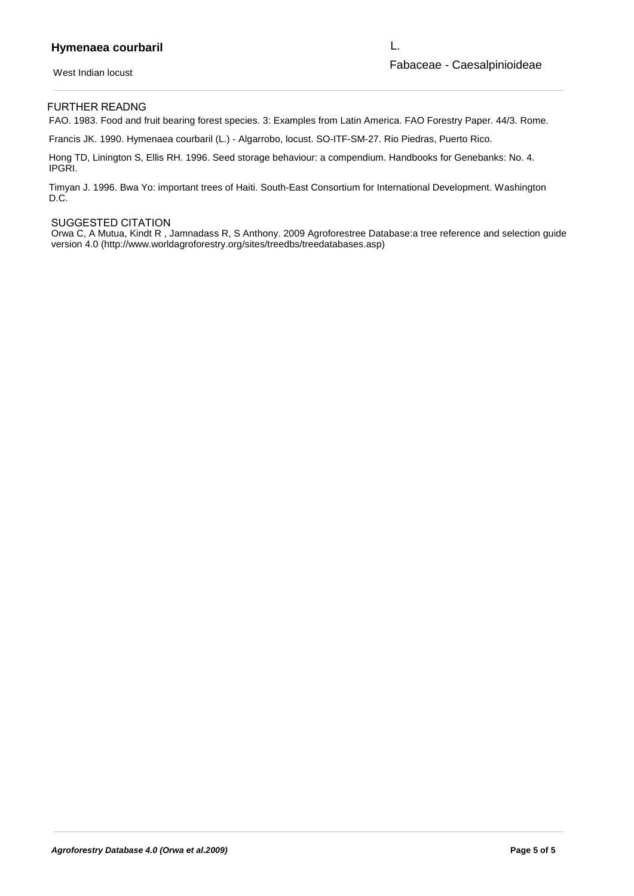## FURTHER READNG

FAO. 1983. Food and fruit bearing forest species. 3: Examples from Latin America. FAO Forestry Paper. 44/3. Rome.

Francis JK. 1990. Hymenaea courbaril (L.) - Algarrobo, locust. SO-ITF-SM-27. Rio Piedras, Puerto Rico.

Hong TD, Linington S, Ellis RH. 1996. Seed storage behaviour: a compendium. Handbooks for Genebanks: No. 4. IPGRI.

Timyan J. 1996. Bwa Yo: important trees of Haiti. South-East Consortium for International Development. Washington D.C.

## SUGGESTED CITATION

Orwa C, A Mutua, Kindt R , Jamnadass R, S Anthony. 2009 Agroforestree Database:a tree reference and selection guide version 4.0 (http://www.worldagroforestry.org/sites/treedbs/treedatabases.asp)